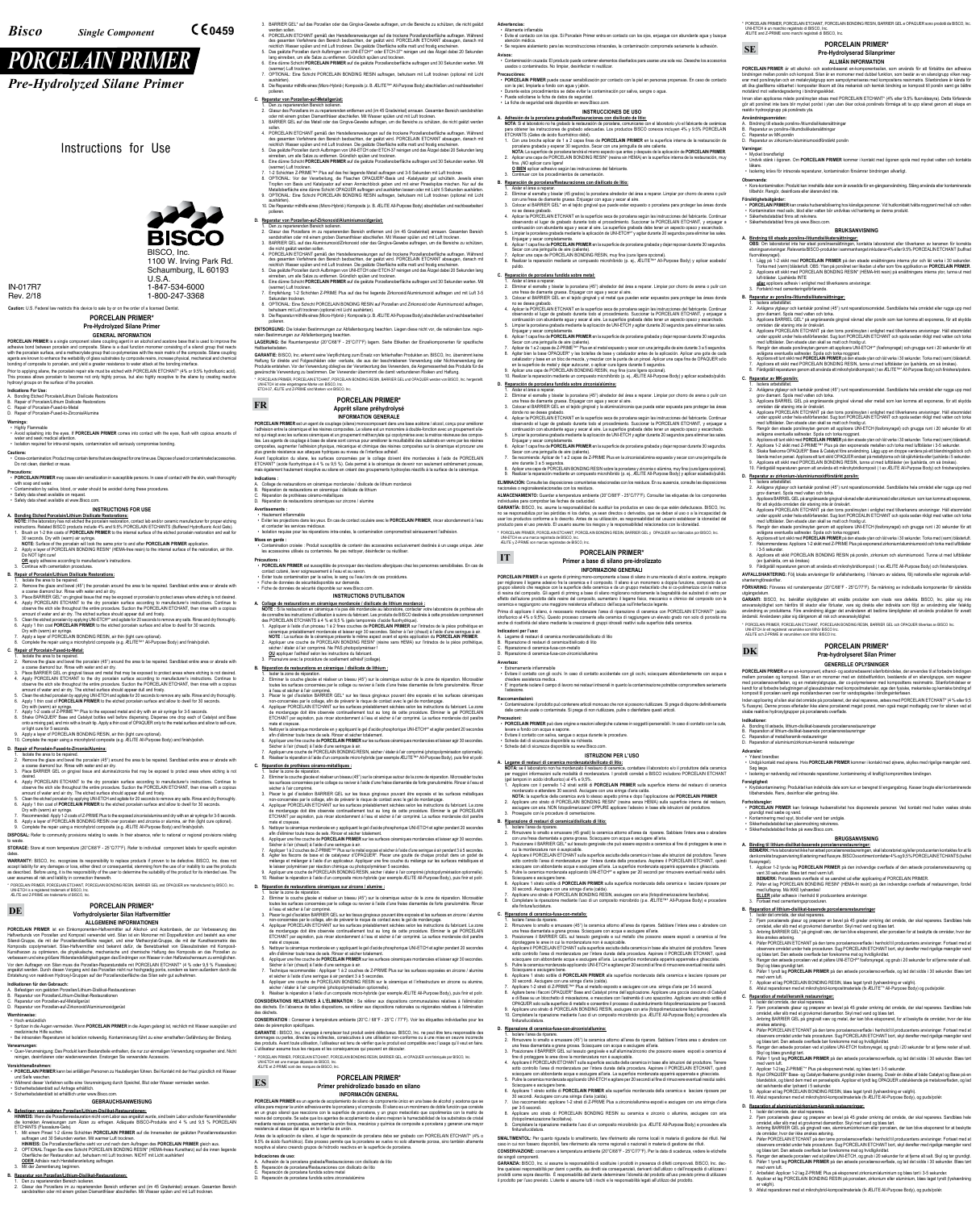*Bisco* *Single Component* CE 0459

# PORCELAIN PRIMER

## *Pre-Hydrolyzed Silane Primer*

# Instructions for Use

BISCO

BISCO, Inc.
1100 W. Irving Park Rd.
Schaumburg, IL 60193
U.S.A.
1-847-534-6000
1-800-247-3368

IN-017R7
Rev. 2/18

**Caution:** U.S. Federal law restricts this device to sale by or on the order of a licensed Dentist.

## EN

### PORCELAIN PRIMER*

#### Pre-Hydrolyzed Silane Primer

#### GENERAL INFORMATION

**PORCELAIN PRIMER** is a single component silane coupling agent in an alcohol and acetone base that is used to improve the adhesive bond between porcelain and composite. Silane is a dual function monomer consisting of a silanol group that reacts with the porcelain surface, and a methacrylate group that co-polymerizes with the resin matrix of the composite. Silane coupling agents are known to enhance the wettability of glass substrates by composite resins, increase physical, mechanical and chemical bonding of composite to porcelain, and yield a greater resistance to water attack at the bonding interface.

Prior to applying silane, the porcelain repair site must be etched with PORCELAIN ETCHANT* (4% or 9.5% hydrofluoric acid). This process allows porcelain to become not only highly porous, but also highly receptive to the silane by creating reactive hydroxyl groups on the surface of the porcelain.

**Indications For Use:**

A. Bonding Etched Porcelain/Lithium Disilicate Restorations
B. Repair of Porcelain/Lithium Disilicate Restorations
C. Repair of Porcelain-Fused-to-Metal
D. Repair of Porcelain-Fused-to-Zirconia/Alumina

**Warnings:**

- Highly Flammable
- Avoid splashing into the eyes. If **PORCELAIN PRIMER** comes into contact with the eyes, flush with copious amounts of water and seek medical attention.
- Isolation required for intra-oral repairs, contamination will seriously compromise bonding.

**Cautions:**

- Cross-contamination: Product may contain items that are designed for one time use. Dispose of used or contaminated accessories. Do not clean, disinfect or reuse.

**Precautions:**

- **PORCELAIN PRIMER** may cause skin sensitization in susceptible persons. In case of contact with the skin, wash thoroughly with soap and water.
- Contamination by saliva, blood, or water should be avoided during these procedures.
- Safety data sheet available on request.
- Safety data sheet available at www.Bisco.com.

#### INSTRUCTIONS FOR USE

**A. Bonding Etched Porcelain/Lithium Disilicate Restorations:**

**NOTE:** If the laboratory has not etched the porcelain restoration, contact lab and/or ceramic manufacturer for proper etching instructions. Related BISCO products include 4% and 9.5% PORCELAIN ETCHANTS (Buffered Hydrofluoric Acid Gels).

1. Brush on 1-2 thin coats of **PORCELAIN PRIMER** to the internal surface of the etched porcelain restoration and wait for 30 seconds. Dry with (warm) air syringe.
   **NOTE:** Surface of the porcelain will look the same prior to and after **PORCELAIN PRIMER** application.
2. Apply a layer of PORCELAIN BONDING RESIN* (HEMA-free resin) to the internal surface of the restoration; air thin. Do NOT light cure!
   **OR** apply adhesive according to manufacturer's instructions.
3. Continue with cementation procedures.

**B. Repair of Porcelain/Lithium Disilicate Restorations:**

1. Isolate the area to be repaired.
2. Remove the glaze and bevel (45°) the porcelain around the area to be repaired. Sandblast entire area or abrade with a coarse diamond bur. Rinse with water and air dry.
3. Place BARRIER GEL* on gingival tissue that may be exposed or porcelain to protect areas where etching is not desired.
4. Apply PORCELAIN ETCHANT to the dry porcelain surface according to manufacturer's instructions. Continue to observe the etch site throughout the entire procedure. Suction the PORCELAIN ETCHANT, then rinse with a copious amount of water and air dry. The etched surface should appear dull and frosty.
5. Clean the etched porcelain by applying UNI-ETCH* and agitate for 20 seconds to remove any salts. Rinse and dry thoroughly.
6. Apply 1 thin coat **PORCELAIN PRIMER** to the etched porcelain surface and allow to dwell for 30 seconds. Dry with (warm) air syringe.
7. Apply a layer of PORCELAIN BONDING RESIN; air thin (light cure optional).
8. Complete the repair using a microhybrid composite (e.g. ÆLITE™ All-Purpose Body) and finish/polish.

**C. Repair of Porcelain-Fused-to-Metal:**

1. Isolate the area to be repaired.
2. Remove the glaze and bevel the porcelain (45°) around the area to be repaired. Sandblast entire area or abrade with a coarse diamond bur. Rinse with water and air dry.
3. Place BARRIER GEL on gingival tissue and metal that may be exposed to protect areas where etching is not desired.
4. Apply PORCELAIN ETCHANT to the dry porcelain surface according to manufacturer's instructions. Continue to observe the etch site throughout the entire procedure. Suction the PORCELAIN ETCHANT, then rinse with a copious amount of water and air dry. The etched surface should appear dull and frosty.
5. Clean the etched porcelain by applying UNI-ETCH and agitate for 20 seconds to remove any salts. Rinse and dry thoroughly.
6. Apply 1 thin coat of **PORCELAIN PRIMER** to the etched porcelain surface and allow to dwell for 30 seconds. Dry with (warm) air syringe.
7. Apply 1-2 coats of Z-PRIME™ Plus to the exposed metal and dry with an air syringe for 3-5 seconds.
8. Shake OPAQUER* Base and Catalyst bottles well before dispensing. Dispense one drop each of Catalyst and Base onto a mixing pad, and mix with a brush tip. Apply a thin coat of OPAQUER only to the metal surface and allow to self-cure, or light cure for 5 seconds.
9. Apply a layer of PORCELAIN BONDING RESIN; air thin (light cure optional).
10. Complete the repair using a microhybrid composite (e.g. ÆLITE All-Purpose Body) and finish/polish.

**D. Repair of Porcelain-Fused-to-Zirconia/Alumina:**

1. Isolate the area to be repaired.
2. Remove the glaze and bevel the porcelain (45°) around the area to be repaired. Sandblast entire area or abrade with a coarse diamond bur. Rinse with water and air dry.
3. Place BARRIER GEL on gingival tissue and alumina/zirconia that may be exposed to protect areas where etching is not desired.
4. Apply PORCELAIN ETCHANT to the dry porcelain surface according to manufacturer's instructions. Continue to observe the etch site throughout the entire procedure. Suction the PORCELAIN ETCHANT, then rinse with a copious amount of water and air dry. The etched surface should appear dull and frosty.
5. Clean the etched porcelain by applying UNI-ETCH and agitate for 20 seconds to remove any salts. Rinse and dry thoroughly.
6. Apply 1 thin coat of **PORCELAIN PRIMER** to the etched porcelain surface and allow to dwell for 30 seconds. Dry with (warm) air syringe.
7. Recommended: Apply 1-2 coats of Z-PRIME Plus to the exposed zirconia/alumina and dry with an air syringe for 3-5 seconds.
8. Apply a layer of PORCELAIN BONDING RESIN on porcelain and zirconia or alumina; air thin (light cure optional).
9. Complete the repair using a microhybrid composite (e.g. ÆLITE All-Purpose Body) and finish/polish.

**DISPOSAL:** Refer to community provisions relating to waste. In their absence, refer to national or regional provisions relating to waste.

**STORAGE:** Store at room temperature (20°C/68°F – 25°C/77°F). Refer to individual component labels for specific expiration date.

**WARRANTY:** BISCO, Inc. recognizes its responsibility to replace products if proven to be defective. BISCO, Inc. does not accept liability for any damages or loss, either direct or consequential, stemming from the use of or inability to use the products as described. Before using, it is the responsibility of the user to determine the suitability of the product for its intended use. The user assumes all risk and liability in connection therewith.

\* PORCELAIN PRIMER, PORCELAIN ETCHANT, PORCELAIN BONDING RESIN, BARRIER GEL and OPAQUER are manufactured by BISCO, Inc. UNI-ETCH is a registered trademark of BISCO, Inc.
ÆLITE and Z-PRIME are trademarks of BISCO, Inc.

## DE

### PORCELAIN PRIMER*

#### Vorhydrolysierter Silan Haftvermittler

#### ALLGEMEINE INFORMATIONEN

**PORCELAIN PRIMER** ist ein Einkomponenten-Haftvermittler auf Alkohol- und Acetonbasis, der zur Verbesserung der Haftverbunds von Porzellan und Komposit verwendet wird. Silan ist ein bifunktionelles Monomer mit Doppelfunktion und besteht aus einer Silanol-Gruppe, die mit der Porzellanoberfläche reagiert, und einer Methacrylat-Gruppe, die mit der Kunstharzmatrix des Komposits copolymerisiert. Silan-Haftvermittler sind bekannt dafür, die Benetzbarkeit von Glassubstraten durch Komposit-Kunstharze zu optimieren, die physikalische, mechanische und chemische Haftung von Komposit an das Porzellan zu verbessern und einen größeren Widerstandsfähigkeit gegen das Eindringen von Wasser in den Haftverbund.

Vor dem Auftragen von Silan muss die Porzellan-Reparaturstelle mit PORCELAIN ETCHANT* (4 % oder 9,5 % Flusssäure) geätzt werden. Durch diesen Vorgang wird das Porzellan nicht nur hochgradig porös, sondern es kann außerdem durch die Entstehung von reaktiven Hydroxyl-Gruppen auf der Porzellanoberfläche das Silan sehr gut aufnehmen.

**Indikationen für den Gebrauch:**

A. Befestigen von geätzten Porzellan/Lithium-Disilikat-Restaurationen
B. Reparatur von Porzellan/Lithium-Disilikat-Restaurationen
C. Reparatur von Porzellan-auf-Metall-Gerüst
D. Reparatur von Porzellan-auf-Zirkonoxid/Aluminiumoxidgerüst

**Warnhinweise:**

- Hoch entzündlich
- Spritzer in die Augen vermeiden. Wenn **PORCELAIN PRIMER** in die Augen gelangt ist, reichlich mit Wasser ausspülen und medizinische Hilfe suchen.
- Bei intraoralen Reparaturen ist Isolation notwendig. Kontamination führt zu einer ernsthaften Gefährdung der Bindung.

**Vorsichtshinweise:**

- Quer-Verunreinigung: Das Produkt kann Bestandteile enthalten, die nur zur einmaligen Verwendung vorgesehen sind. Nicht reinigen, desinfizieren oder wiederverwenden. Entsorgen Sie verwendetes Accessoire.

**Vorsichtsmaßnahmen:**

- **PORCELAIN PRIMER** kann bei anfälligen Personen zu Hautallergien führen. Bei Kontakt mit der Haut gründlich mit Wasser und Seife waschen.
- Während dieser Verfahren sollte eine Verunreinigung durch Speichel, Blut oder Wasser vermieden werden.
- Sicherheitsdatenblatt auf Anfrage erhältlich.
- Sicherheitsdatenblatt ist erhältlich unter www.Bisco.com.

#### GEBRAUCHSANWEISUNG

**A. Befestigen von geätzten Porzellan/Lithium-Disilikat-Restaurationen:**

**HINWEIS:** Wenn die Porzellanrestauration nicht vom Labor angeätzt wurde, sind beim Labor und/oder Keramikhersteller die korrekten Anweisungen zum Ätzen zu erfragen. Adäquate BISCO-Produkte sind 4 % und 9,5 % PORCELAIN ETCHANTS (Flusssäure-Gele).

1. Mit einem Pinsel 1-2 dünne Schichten **PORCELAIN PRIMER** auf die Innenseiten der geätzten Porzellanrestauration auftragen und 30 Sekunden warten. Mit warmer Luft trocknen.
   **HINWEIS:** Die Porzellanoberfläche sieht vor und nach dem Auftragen des **PORCELAIN PRIMER** gleich aus.
2. OPTIONAL: Tragen Sie eine Schicht PORCELAIN BONDING RESIN* (HEMA-freies Kunstharz) auf die innen liegende Oberfläche der Restauration auf, behutsam mit Luft trocknen. NICHT mit Licht aushärten!
   **ODER** Adhäsiv nach Herstelleranleitung auftragen.
3. Mit der Zementierung beginnen.

**B. Reparatur von Porzellan/Lithium-Disilikat-Restaurationen:**

1. Den zu reparierenden Bereich isolieren.
2. Glasur des Porzellans im zu reparierenden Bereich entfernen und (im 45 Gradwinkel) anrauen. Gesamten Bereich sandstrahlen oder mit einem groben Diamantbohrer abschleifen. Mit Wasser spülen und mit Luft trocknen.
3. BARRIER GEL* auf das Porzellan oder das Gingiva-Gewebe auftragen, um die Bereiche zu schützen, die nicht geätzt werden sollen.
4. PORCELAIN ETCHANT gemäß der Herstelleranweisungen auf die trockene Porzellanoberfläche auftragen. Während des gesamten Verfahrens den Bereich beobachten, der geätzt wird. PORCELAIN ETCHANT absaugen, danach reichlich Wasser spülen und mit Luft trocknen. Die geätzte Oberfläche sollte matt und frostig erscheinen.
5. Das geätzte Porzellan durch Auftragen von UNI-ETCH* oder ETCH-37* reinigen und das Ätzgel dabei 20 Sekunden lang einreiben, um alle Salze zu entfernen. Gründlich spülen und trocknen.
6. Eine dünne Schicht **PORCELAIN PRIMER** auf die geätzte Porzellanoberfläche auftragen und 30 Sekunden warten. Mit (warmer) Luft trocknen.
7. OPTIONAL: Eine Schicht PORCELAIN BONDING RESIN auftragen, behutsam mit Luft trocknen (optional mit Licht aushärten).
8. Die Reparatur mithilfe eines (Mikro-Hybrid-) Komposits (z. B. ÆLITE™ All-Purpose Body) abschließen und nachbearbeiten/polieren.

**C. Reparatur von Porzellan-auf-Metall-Gerüst:**

1. Den zu reparierenden Bereich isolieren.
2. Glasur des Porzellans im zu reparierenden entfernen und (im 45 Gradwinkel) anrauen. Gesamten Bereich sandstrahlen oder mit einem groben Diamantbohrer abschleifen. Mit Wasser spülen und mit Luft trocknen.
3. BARRIER GEL auf das Metall oder das Gingiva-Gewebe auftragen, um die Bereiche zu schützen, die nicht geätzt werden sollen.
4. PORCELAIN ETCHANT gemäß der Herstelleranweisungen auf die trockene Porzellanoberfläche auftragen. Während des gesamten Verfahrens den Bereich beobachten, der geätzt wird. PORCELAIN ETCHANT absaugen, danach reichlich Wasser spülen und mit Luft trocknen. Die geätzte Oberfläche sollte matt und frostig erscheinen.
5. Das geätzte Porzellan durch Auftragen von UNI-ETCH oder ETCH-37 reinigen und das Ätzgel dabei 20 Sekunden lang einreiben, um alle Salze zu entfernen. Gründlich spülen und trocknen.
6. Eine dünne Schicht **PORCELAIN PRIMER** auf die geätzte Porzellanoberfläche auftragen und 30 Sekunden warten. Mit (warmer) Luft trocknen.
7. 1-2 Schichten Z-PRIME™ Plus auf das frei liegende Metall auftragen und 3-5 Sekunden mit Luft trocknen.
8. OPTIONAL: Vor der Verarbeitung die Flaschen OPAQUER*-Basis und -Katalysator gut schütteln. Jeweils einen Tropfen von Basis und Katalysator auf einen Anmischblock geben und mit einer Pinselspitze mischen. Nur auf die Metalloberfläche eine dünne Schicht OPAQUER auftragen und selbst aushärten lassen oder mit Licht 5 Sekunden aushärten.
9. OPTIONAL: Eine Schicht PORCELAIN BONDING RESIN auftragen, behutsam mit Luft trocknen (optional mit Licht aushärten).
10. Die Reparatur mithilfe eines (Mikro-Hybrid-) Komposits (z. B. ÆLITE All-Purpose Body) abschließen und nachbearbeiten/polieren.

**D. Reparatur von Porzellan-auf-Zirkonoxid/Aluminiumoxidgerüst:**

1. Den zu reparierenden Bereich isolieren.
2. Glasur des Porzellans im zu reparierenden Bereich entfernen und (im 45 Gradwinkel) anrauen. Gesamten Bereich sandstrahlen oder mit einem groben Diamantbohrer abschleifen. Mit Wasser spülen und mit Luft trocknen.
3. BARRIER GEL auf das Aluminiumoxid/Zirkonoxid oder das Gingiva-Gewebe auftragen, um die Bereiche zu schützen, die nicht geätzt werden sollen.
4. PORCELAIN ETCHANT gemäß der Herstelleranweisungen auf die trockene Porzellanoberfläche auftragen. Während des gesamten Verfahrens den Bereich beobachten, der geätzt wird. PORCELAIN ETCHANT absaugen, danach reichlich Wasser spülen und mit Luft trocknen. Die geätzte Oberfläche sollte matt und frostig erscheinen.
5. Das geätzte Porzellan durch Auftragen von UNI-ETCH oder ETCH-37 reinigen und das Ätzgel dabei 20 Sekunden lang einreiben, um alle Salze zu entfernen. Gründlich spülen und trocknen.
6. Eine dünne Schicht **PORCELAIN PRIMER** auf die geätzte Porzellanoberfläche auftragen und 30 Sekunden warten. Mit (warmer) Luft trocknen.
7. Empfehlung: 1-2 Schichten Z-PRIME Plus auf das frei liegende Zirkonoxid/Aluminiumoxid auftragen und mit Luft 3-5 Sekunden trocknen.
8. OPTIONAL: Eine Schicht PORCELAIN BONDING RESIN auf Porzellan und Zirkonoxid oder Aluminiumoxid auftragen, behutsam mit Luft trocknen (optional mit Licht aushärten).
9. Die Reparatur mithilfe eines (Mikro-Hybrid-) Komposits (z. B. ÆLITE All-Purpose Body) abschließen und nachbearbeiten/polieren.

**ENTSORGUNG:** Die lokalen Bestimmungen zur Abfallentsorgung beachten. Liegen diese nicht vor, die nationalen bzw. regionalen Bestimmungen zur Abfallentsorgung beachten.

**LAGERUNG:** Bei Raumtemperatur (20°C/68°F - 25°C/77°F) lagern. Siehe Etiketten der Einzelkomponenten für spezifische Verfallsdaten.

**GARANTIE:** BISCO, Inc. erkennt seine Verpflichtung zum Ersatz von fehlerhaften Produkten an. BISCO, Inc. übernimmt keine Haftung für direkte und Folgeschäden oder -verluste, die aus der bestimmungsgemäßen Verwendung oder Nichtverwendung der Produkte entstehen. Vor der Verwendung obliegt es der Verantwortung des Anwenders, die Angemessenheit des Produkts für die gewünschte Verwendung zu bestimmen. Der Verwender übernimmt alle damit verbundenen Risiken und Haftung.

\* PORCELAIN PRIMER, PORCELAIN ETCHANT, PORCELAIN BONDING RESIN, BARRIER GEL und OPAQUER werden von BISCO, Inc. hergestellt. UNI-ETCH ist eine eingetragene Marke von BISCO, Inc.
ETCH-37, ÆLITE und Z-PRIME sind Marken von BISCO, Inc.

## FR

### PORCELAIN PRIMER*

#### Apprêt silane préhydrolysé

#### INFORMATION GÉNÉRALE

**PORCELAIN PRIMER** est un agent de couplage (silane) monocomposant dans une base acétone / alcool, conçu pour améliorer l'adhésion entre la céramique et les résines composites. Le silane est un monomère à double fonction avec un groupement silanol qui réagit avec les surfaces céramiques et un groupement méthacrylate qui copolymérise avec la matrice résineuse des composites. Les agents de couplage à base de silane sont connus pour améliorer la mouillabilité des substrats en verre par les résines composites, augmenter l'adhésion physique, mécanique et chimique des résines composites sur la céramique et procurer une plus grande résistance aux attaques hydriques au niveau de l'interface de collage.

Avant l'application du silane, les surfaces concernées par la collage doivent être mordancées à l'aide de PORCELAIN ETCHANT* (acide fluorhydrique à 4 % ou 9,5 %). Cela permet à la céramique de devenir non seulement extrêmement poreuse, mais également hautement réceptive au silane en créant des groupements hydroxyles réactifs à la surface de la céramique.

**Indications :**

A. Collage de restaurations en céramique mordancée / disilicate de lithium mordancé
B. Réparation de restaurations en céramique / disilicate de lithium
C. Réparation de prothèses céramo-métalliques
D. Réparation de restaurations céramiques sur zircone / alumine

**Avertissements :**

- Hautement inflammable
- Éviter les projections dans les yeux. En cas de contact oculaire avec le **PORCELAIN PRIMER**, rincer abondamment à l'eau et consulter les services médicaux.
- Isolation requise pour les réparations intra-orales, la contamination compromettrait sérieusement l'adhésion.

**Mises en garde :**

- Contamination croisée : Produit susceptible de contenir des accessoires exclusivement destinés à un usage unique. Jeter les accessoires utilisés ou contaminés. Ne pas nettoyer, désinfecter ou réutiliser.

**Précautions :**

- **PORCELAIN PRIMER** est susceptible de provoquer des réactions allergiques chez les personnes sensibilisées. En cas de contact cutané, laver soigneusement à l'eau et au savon.
- Éviter toute contamination par la salive, le sang ou l'eau lors de ces procédures.
- Fiche de données de sécurité disponible sur demande.
- Fiche de données de sécurité disponible sur www.Bisco.com.

#### INSTRUCTIONS D'UTILISATION

**A. Collage de restaurations en céramique mordancée / disilicate de lithium mordancé :**

**NOTE :** Si les restaurations en céramique n'ont pas été mordancées au laboratoire, contacter votre laboratoire de prothèse et/ou le fabricant de la céramique pour les instructions de mordançage adéquates. Les produits BISCO associés incluent les gels de PORCELAIN ETCHANTS à 4 % et 9,5 % (gels tamponnés d'acide fluorhydrique).

1. Appliquer à l'aide d'un pinceau 1 à 2 fines couches de **PORCELAIN PRIMER** sur l'intrados de la pièce prothétique en céramique préalablement mordancée et laisser agir 30 secondes. Sécher à l'air (chaud) à l'aide d'une seringue à air.
   **NOTE :** La surface de la céramique présente le même aspect avant et après l'application du **PORCELAIN PRIMER**.
2. Appliquer une couche de PORCELAIN BONDING RESIN* (résine sans HEMA) sur l'intrados de la pièce prothétique, sécher / étaler à l'air comprimé. Ne PAS photopolymériser !
   **OU** appliquer l'adhésif selon les instructions du fabricant.
3. Poursuivre avec la procédure de scellement adhésif (collage).

**B. Réparation de restaurations en céramique / disilicate de lithium :**

1. Isoler la zone de réparation.
2. Éliminer la couche glacée et réaliser un biseau (45°) sur la céramique autour de la zone de réparation. Microsabler toute la surface concernée par le collage ou rainurer à l'aide d'une fraise diamantée de forte granulométrie. Rincer à l'eau et sécher à l'air comprimé.
3. Placer le gel d'isolation BARRIER GEL* sur les tissus gingivaux exposés ou sur les surfaces en céramique non-concernées par le collage, afin de prévenir le risque de contact avec le gel de mordançage.
4. Appliquer PORCELAIN ETCHANT sur les surfaces préalablement séchées selon les instructions du fabricant. La zone de mordançage doit être observée continuellement tout au long de cette procédure. Éliminer le gel PORCELAIN ETCHANT par aspiration, puis rincer abondamment à l'eau et sécher à l'air comprimé. La surface mordancée doit paraître mate et crayeuse.
5. Nettoyer la céramique mordancée en y appliquant le gel d'acide phosphorique UNI-ETCH* et agiter pendant 20 secondes afin d'éliminer toute trace de sels. Rincer et sécher totalement.
6. Appliquer une fine couche de **PORCELAIN PRIMER** sur les surfaces céramiques mordancées et laisser agir 30 secondes. Sécher à l'air (chaud) à l'aide d'une seringue à air.
7. Appliquer une couche de PORCELAIN BONDING RESIN, sécher / étaler à l'air comprimé (photopolymérisation optionnelle).
8. Réaliser la réparation à l'aide d'un composite micro-hybride (par exemple ÆLITE™ All-Purpose Body), puis finir et polir.

**C. Réparation de prothèses céramo-métalliques :**

1. Isoler la zone de réparation.
2. Éliminer la couche glacée et réaliser un biseau (45°) sur la céramique autour de la zone de réparation. Microsabler toutes les surfaces concernées par le collage ou rainurer à l'aide d'une fraise diamantée de forte granulométrie. Rincer à l'eau et sécher à l'air comprimé.
3. Placer le gel d'isolation BARRIER GEL sur les tissus gingivaux pouvant être exposés et sur les surfaces métalliques non-concernées par le collage, afin de prévenir le risque de contact avec le gel de mordançage.
4. Appliquer PORCELAIN ETCHANT sur les surfaces préalablement séchées selon les instructions du fabricant. La zone de mordançage doit être observée continuellement tout au long de cette procédure. Éliminer le gel PORCELAIN ETCHANT par aspiration, puis rincer abondamment à l'eau et sécher à l'air comprimé. La surface mordancée doit paraître mate et crayeuse.
5. Nettoyer la céramique mordancée en y appliquant le gel d'acide phosphorique UNI-ETCH et agiter pendant 20 secondes afin d'éliminer toute trace de sels. Rincer et sécher totalement.
6. Appliquer une fine couche de **PORCELAIN PRIMER** sur les surfaces céramiques mordancées et laisser agir 30 secondes. Sécher à l'air (chaud) à l'aide d'une seringue à air.
7. Appliquer 1 à 2 couches de Z-PRIME™ Plus sur le métal exposé et sécher à l'aide d'une seringue à air pendant 3 à 5 secondes.
8. Agiter les flacons de base et de catalyseur OPAQUER*. Placer une goutte de chaque produit dans un godet de mélange et mélanger à l'aide d'un applicateur. Appliquer une fine couche d'OPAQUER sur les surfaces métalliques et laisser durcir ou photopolymériser 5 secondes.
9. Appliquer une couche de PORCELAIN BONDING RESIN, sécher / étaler à l'air comprimé (photopolymérisation optionnelle).
10. Réaliser la réparation à l'aide d'un composite micro-hybride (par exemple ÆLITE All-Purpose Body), puis finir et polir.

**D. Réparation de restaurations céramiques sur zircone / alumine :**

1. Isoler la zone de réparation.
2. Éliminer la couche glacée et réaliser un biseau (45°) sur la céramique autour de la zone de réparation. Microsabler toute la surface concernée par le collage ou rainurer à l'aide d'une fraise diamantée de forte granulométrie. Rincer à l'eau et sécher à l'air comprimé.
3. Placer le gel d'isolation BARRIER GEL sur les tissus gingivaux pouvant être exposés et sur les surfaces en zircone ou alumine non-concernées par le collage, afin de prévenir le risque de contact avec le gel de mordançage.
4. Appliquer PORCELAIN ETCHANT sur les surfaces préalablement séchées selon les instructions du fabricant. La zone de mordançage doit être observée continuellement tout au long de cette procédure. Éliminer le gel PORCELAIN ETCHANT par aspiration, puis rincer abondamment à l'eau et sécher à l'air comprimé. La surface mordancée doit paraître mate et crayeuse.
5. Nettoyer la céramique mordancée en y appliquant le gel d'acide phosphorique UNI-ETCH et agiter pendant 20 secondes afin d'éliminer toute trace de sels. Rincer et sécher totalement.
6. Appliquer une fine couche de **PORCELAIN PRIMER** sur les surfaces céramiques mordancées et laisser agir 30 secondes. Sécher à l'air (chaud) à l'aide d'une seringue à air.
7. Technique recommandée : Appliquer 1 à 2 couches de Z-PRIME Plus sur les surfaces exposées en zircone / alumine et sécher à l'aide d'une seringue à air pendant 3 à 5 secondes.
8. Appliquer une couche de PORCELAIN BONDING RESIN sur la céramique et l'infrastructure en zircone ou alumine, sécher / étaler à l'air comprimé (photopolymérisation optionnelle).
9. Réaliser la réparation à l'aide d'un composite micro-hybride (par exemple ÆLITE All-Purpose Body), puis finir et polir.

**CONSIDÉRATIONS RELATIVES À L'ÉLIMINATION :** Se référer aux dispositions communautaires relatives à l'élimination des déchets. En l'absence de telles dispositions, se référer aux dispositions nationales ou régionales relatives à l'élimination des déchets.

**CONSERVATION :** Conserver à température ambiante (20°C / 68°F - 25°C / 77°F). Voir les étiquettes individuelles pour les dates de péremption spécifiques.

**GARANTIE :** BISCO, Inc. s'engage à remplacer tout produit avéré défectueux. BISCO, Inc. ne peut être tenu responsable des dommages ou pertes, directs ou indirects, consécutifs à une utilisation non-conforme ou à une mise en oeuvre incorrecte des produits. Avant toute utilisation, l'utilisateur est tenu de vérifier que le produit est compatible avec l'usage qu'il veut en faire. L'utilisateur assume tous les risques et les conséquences qui peuvent en découler.

\* PORCELAIN PRIMER, PORCELAIN ETCHANT, PORCELAIN BONDING RESIN, BARRIER GEL et OPAQUER sont fabriqués par BISCO, Inc. UNI-ETCH est une marque déposée de BISCO, Inc.
ÆLITE et Z-PRIME sont des marques de BISCO, Inc.

## ES

### PORCELAIN PRIMER*

#### Primer prehidrolizado basado en silano

#### INFORMACIÓN GENERAL

**PORCELAIN PRIMER** es un agente de acoplamiento de silano de componente único en una base de alcohol y acetona que se utiliza para mejorar la unión adhesiva entre la porcelana y el composite. El silano es un monómero de doble función que consiste en un grupo silanol que reacciona con la superficie de porcelana, y un grupo metacrilato que copolimeriza con la matriz de resina del composite. Se sabe que los agentes de acoplamiento de silano mejoran la humectabilidad de los sustratos de cristal mediante resinas compuestas, aumentan la unión física, mecánica y química del composite a la porcelana y generan una mayor resistencia al ataque del agua en la interfaz de unión.

Antes de la aplicación de silano, el lugar de reparación de porcelana debe ser grabado con PORCELAIN ETCHANT* (4% o 9,5% de ácido fluorhídrico). Este proceso permite que la porcelana se vuelva no solo altamente porosa, sino también altamente receptiva al silano creando grupos de hidroxilo reactivos en la superficie de la porcelana.

**Indicaciones de uso:**

A. Adhesión de restauraciones de porcelana grabada/Restauraciones con disilicato de litio
B. Reparación de porcelana/Restauraciones con disilicato de litio
C. Reparación de porcelana fundida sobre metal
D. Reparación de porcelana fundida sobre zirconio/alúmina

**Advertencias:**

- Altamente inflamable
- Evite el contacto con los ojos. Si Porcelain Primer entra en contacto con los ojos, enjuague con abundante agua y busque atención médica.
- Se requiere aislamiento para las reconstrucciones intraorales, la contaminación comprometerá seriamente la adhesión.

**Avisos:**

- Contaminación cruzada: El producto puede contener elementos diseñados para usarse una sola vez. Deseche los accesorios usados o contaminados. No limpiar, desinfectar ni reutilizar.

**Precauciones:**

- **PORCELAIN PRIMER** puede causar sensibilización por contacto con la piel en personas propensas. En caso de contacto con la piel, limpiarla a fondo con agua y jabón.
- Durante estos procedimientos se debe evitar la contaminación por saliva, sangre o agua.
- Puede solicitarse la ficha de datos de seguridad.
- La ficha de seguridad está disponible en www.Bisco.com.

#### INSTRUCCIONES DE USO

**A. Adhesión de restauraciones de porcelana grabada/Restauraciones con disilicato de litio:**

**NOTA:** Si el laboratorio no ha grabado la restauración de porcelana, comuníquese con el laboratorio y/o el fabricante de cerámicas para obtener las instrucciones de grabado adecuadas. Los productos BISCO conexos incluyen 4% y 9,5% PORCELAIN ETCHANTS (Geles de ácido fluorhídrico tamponado).

1. Con una brocha aplicar de 1 a 2 capas finas de **PORCELAIN PRIMER** en la superficie interna de la restauración de porcelana grabada y esperar 30 segundos. Secar con una jeringuilla de aire caliente.
   **NOTA:** La superficie de porcelana tendrá el mismo aspecto que antes y después de la aplicación de **PORCELAIN PRIMER**.
2. Aplicar una capa de PORCELAIN BONDING RESIN* (resina sin HEMA) en la superficie interna de la restauración, muy fina. ¡NO polimerizar con luz!
   **O BIEN** aplicar adhesivo según las instrucciones del fabricante.
3. Continuar con los procedimientos de cementación.

**B. Reparación de porcelana/Restauraciones con disilicato de litio:**

1. Aislar el área a reparar.
2. Eliminar el esmalte y biselar (45 grados) la porcelana alrededor del área a reparar. Limpiar por chorro de arena o pulir con una fresa de diamante gruesa. Enjuagar con agua y secar al aire.
3. Colocar el BARRIER GEL* en el tejido gingival que puede estar expuesto o porcelana para proteger las áreas donde no se desea grabado.
4. Aplicar PORCELAIN ETCHANT en la superficie seca de porcelana según las instrucciones del fabricante. Continuar observando el lugar de grabado durante todo el procedimiento. Succionar la PORCELAIN ETCHANT, y enjuagar a continuación con abundante agua y secar al aire. La superficie grabada debe tener un aspecto opaco y escarchado.
5. Limpiar la porcelana grabada mediante la aplicación de UNI-ETCH* y agitar durante 20 segundos para eliminar las sales. Enjuagar y secar completamente.
6. Aplicar 1 capa fina de **PORCELAIN PRIMER** en la superficie de porcelana grabada y dejar reposar 30 segundos. Secar con una jeringuilla de aire (caliente).
7. Aplicar una capa de PORCELAIN BONDING RESIN, muy fina (cura ligera opcional).
8. Realizar la reparación mediante un compuesto microhíbrido (p. ej., ÆLITE™ All-Purpose Body) y aplicar acabado/pulido.

**C. Reparación de porcelana fundida sobre metal:**

1. Aislar el área a reparar.
2. Eliminar el esmalte y biselar la porcelana (45°) alrededor del área a reparar. Limpiar por chorro de arena o pulir con una fresa de diamante gruesa. Enjuagar con agua y secar al aire.
3. Colocar el BARRIER GEL en el tejido gingival y el metal que puedan estar expuestos para proteger las áreas donde no se desea grabado.
4. Aplicar la PORCELAIN ETCHANT en la superficie seca de porcelana según las instrucciones del fabricante. Continuar observando el lugar de grabado durante todo el procedimiento. Succionar la PORCELAIN ETCHANT, y enjuagar a continuación con abundante agua y secar al aire. La superficie grabada debe tener un aspecto opaco y escarchado.
5. Limpiar la porcelana grabada mediante la aplicación de UNI-ETCH y agitar durante 20 segundos para eliminar las sales. Enjuagar y secar completamente.
6. Aplicar 1 capa fina de **PORCELAIN PRIMER** en la superficie de porcelana grabada y dejar reposar 30 segundos. Secar con una jeringuilla de aire (caliente).
7. Aplicar 1 a 2 capas de Z-PRIME™ Plus en el metal expuesto y secar con una jeringuilla de aire durante 3 a 5 segundos.
8. Agitar bien la base OPAQUER* y las botellas de base y catalizador antes de la aplicación. Aplicar una gota de cada catalizador y base en un bloc de mezcla, y mezclar con la punta de un pincel. Aplicar una capa fina de OPAQUER sólo en la superficie de metal y dejar autocurar, o aplicar cura ligera durante 5 segundos.
9. Aplicar una capa de PORCELAIN BONDING RESIN, muy fina (cura ligera opcional).
10. Realizar la reparación mediante un compuesto microhíbrido (p. ej., ÆLITE All-Purpose Body) y aplicar acabado/pulido.

**D. Reparación de porcelana fundida sobre zirconio/alúmina:**

1. Aislar el área a reparar.
2. Eliminar el esmalte y biselar la porcelana (45°) alrededor del área a reparar. Limpiar por chorro de arena o pulir con una fresa de diamante gruesa. Enjuagar con agua y secar al aire.
3. Colocar el BARRIER GEL en el tejido gingival y la alúmina/zirconio que puede estar expuesto para proteger las áreas donde no se desea grabado.
4. Aplicar la PORCELAIN ETCHANT en la superficie seca de porcelana según las instrucciones del fabricante. Continuar observando el lugar de grabado durante todo el procedimiento. Succionar la PORCELAIN ETCHANT, y enjuagar a continuación con abundante agua y secar al aire. La superficie grabada debe tener un aspecto opaco y escarchado.
5. Limpiar la porcelana grabada mediante la aplicación de UNI-ETCH y agitar durante 20 segundos para eliminar las sales. Enjuagar y secar completamente.
6. Aplicar 1 capa fina de **PORCELAIN PRIMER** en la superficie de porcelana grabada y dejar reposar 30 segundos. Secar con una jeringuilla de aire (caliente).
7. Se recomienda: Aplicar de 1 a 2 capas de Z-PRIME Plus en la zirconia/alúmina expuesta y secar con una jeringuilla de aire durante 3 a 5 segundos.
8. Aplicar una capa de PORCELAIN BONDING RESIN sobre la porcelana y zirconio o alúmina, muy fina (cura ligera opcional).
9. Realizar la reparación mediante un compuesto microhíbrido (p. ej., ÆLITE All-Purpose Body) y aplicar acabado/pulido.

**ELIMINACIÓN:** Consultar las disposiciones comunitarias relacionadas con los residuos. En su ausencia, consulte las disposiciones nacionales o regionales relacionadas con los residuos.

**ALMACENAMIENTO:** Guardar a temperatura ambiente (20°C/68°F - 25°C/77°F). Consultar las etiquetas de los componentes individuales para comprobar las fechas de caducidad.

**GARANTÍA:** BISCO, Inc. asume la responsabilidad de sustituir los productos en caso de que estén defectuosos. BISCO, Inc. no se responsabiliza por las pérdidas ni los daños, ya sean directos o derivados, que se deban al uso o a la incapacidad de usar los productos conforme a lo descrito. Antes de su utilización, es responsabilidad del usuario establecer la idoneidad del producto para el uso previsto. El usuario asume los riesgos y la responsabilidad relacionados con la idoneidad.

\* PORCELAIN PRIMER, PORCELAIN ETCHANT, PORCELAIN BONDING RESIN, BARRIER GEL y OPAQUER son fabricados por BISCO, Inc. UNI-ETCH es una marca registrada de BISCO, Inc.
ÆLITE y Z-PRIME son marcas registradas de BISCO, Inc.

## IT

### PORCELAIN PRIMER*

#### Primer a base di silano pre-idrolizzato

#### INFORMAZIONI GENERALI

**PORCELAIN PRIMER** è un agente di priming mono-componente a base di silano in una miscela di alcol e acetone, impiegato per migliorare il legame adesivo fra la ceramica e il composito. Il silano è un monomero a doppia funzione, composto da un gruppo silanolo che reagisce con la superficie della ceramica e da un gruppo metacrilato che si co-polimerizza con la matrice di resina del composito. Gli agenti di priming a base di silano migliorano notoriamente la bagnabilità dei substrati di vetro per effetto dell'azione prodotta dalle resine del composito, aumentano il legame fisico, meccanico e chimico del composito con la ceramica e aumentano la resistenza all'azione dell'acqua in corrispondenza dell'interfaccia di legame.

Prima di applicare il silano, è necessario mordenzare l'area di riparazione di ceramica con PORCELAIN ETCHANT* (acido fluoridrico al 4% o 9,5%). Questo processo consente alla porcellana non solo di diventare fortemente porosa, ma anche di risultare altamente ricettiva al silano grazie alla creazione di gruppi idrossili reattivi sulla superficie della ceramica.

**Indicazioni per l'uso:**

A. Legame di restauri di ceramica mordenzata/disilicato di litio
B. Riparazione di restauri di ceramica/disilicato di litio
C. Riparazione di ceramica-fusa-con-metallo
D. Riparazione di ceramica-fusa-con-zirconio/allumina

**Avvertenze:**

- Estremamente infiammabile
- Evitare il contatto con gli occhi. In caso di contatto accidentale con gli occhi, sciacquare abbondantemente con acqua e chiedere assistenza medica.
- È importante isolare il campo di lavoro nei restauri intraorali in quanto la contaminazione potrebbe compromettere seriamente il legame.

**Raccomandazioni:**

- Contaminazione: il prodotto può contenere articoli monouso che non si possono riutilizzare. Si prega di disporne definitivamente dello corredo usato o contaminato. Si prega di non pulire, riutilizzare o disinfettare questi articoli.

**Precauzioni:**

- **PORCELAIN PRIMER** può dare origine a reazioni allergiche cutanee in soggetti predisposti. In caso di contatto con la cute, lavare a fondo con acqua e sapone.
- Evitare il contatto con saliva, sangue o acqua durante le procedure.
- Scheda dati di sicurezza disponibile su richiesta.
- Scheda di sicurezza disponibile su www.Bisco.com.

#### ISTRUZIONI PER L'USO

**A. Legame di restauri di ceramica mordenzata/disilicato di litio:**

**NOTA:** se il laboratorio non ha mordenzato il restauro di ceramica, contattare il laboratorio e/o il produttore della ceramica per maggiori informazioni sulle modalità di mordenzatura. I prodotti correlati a BISCO includono PORCELAIN ETCHANT (gel tampone in acido fluoridrico) al 4% e 9,5%.

1. Applicare con il pennello 1-2 strati sottili di **PORCELAIN PRIMER** sulla superficie interna del restauro di ceramica mordenzato e attendere 30 secondi. Asciugare con una siringa d'aria calda.
   **NOTA:** la superficie della ceramica avrà lo stesso aspetto prima e dopo l'applicazione del **PORCELAIN PRIMER**.
2. Applicare uno strato di PORCELAIN BONDING RESIN* (resina senza HEMA) sulla superficie interna del restauro, asciugare con aria. NON fotopolimerizzare! OPPURE applicare l'adesivo in base alle istruzioni del produttore.
3. Proseguire con le procedure di cementazione.

**B. Riparazione di restauri di ceramica/disilicato di litio:**

1. Isolare l'area da riparare.
2. Rimuovere lo smalto e smussare (45 gradi) la ceramica attorno all'area da riparare. Sabbiare l'intera area o abradere con una fresa diamantata a grana grossa. Sciacquare con acqua e asciugare all'aria.
3. Posizionare il BARRIER GEL* sul tessuto gengivale o sulla ceramica per proteggere le aree in cui la mordenzatura non è desiderata.
4. Applicare il PORCELAIN ETCHANT sulla superficie asciutta della ceramica in base alle istruzioni del produttore. Tenere sotto controllo l'area di mordenzatura per l'intera durata della procedura. Aspirare il PORCELAIN ETCHANT, quindi sciacquare con abbondante acqua e asciugare all'aria. La superficie mordenzata apparirà opaca e ghiacciata.
5. Pulire la ceramica mordenzata applicando UNI-ETCH e agitare per 20 secondi al fine di rimuovere eventuali residui salini. Sciacquare e asciugare bene.
6. Applicare 1 strato sottile di **PORCELAIN PRIMER** sulla superficie della ceramica mordenzata e lasciare riposare per 30 secondi. Asciugare con una siringa d'aria (calda).
7. Applicare uno strato di PORCELAIN BONDING RESIN, asciugare con aria (fotopolimerizzazione facoltativa).
8. Completare la riparazione mediante l'uso di un composito microibrido (ad es. ÆLITE™ All-Purpose Body) e procedere alla rifinitura/lucidatura.

**C. Riparazione di ceramica-fusa-con-metallo:**

1. Isolare l'area da riparare.
2. Rimuovere lo smalto e smussare (45°) la ceramica attorno all'area da riparare. Sabbiare l'intera area o abradere con una fresa diamantata a grana grossa. Sciacquare con acqua e asciugare all'aria.
3. Posizionare il BARRIER GEL sul tessuto gengivale e sul metallo che potrebbero essere esposti, al fine di proteggere le aree in cui la mordenzatura non è desiderata.
4. Applicare il PORCELAIN ETCHANT sulla superficie asciutta della ceramica in base alle istruzioni del produttore. Tenere sotto controllo l'area di mordenzatura per l'intera durata della procedura. Aspirare il PORCELAIN ETCHANT, quindi sciacquare con abbondante acqua e asciugare all'aria. La superficie mordenzata apparirà opaca e ghiacciata.
5. Pulire la ceramica mordenzata applicando UNI-ETCH e agitare per 20 secondi al fine di rimuovere eventuali residui salini. Sciacquare e asciugare bene.
6. Applicare 1 strato sottile di **PORCELAIN PRIMER** sulla superficie della ceramica mordenzata e lasciare riposare per 30 secondi. Asciugare con una siringa d'aria (calda).
7. Applicare 1-2 strati di Z-PRIME™ Plus sul metallo esposto e asciugare con una siringa d'aria per 3-5 secondi.
8. Agitare bene i flaconi OPAQUER* Base e Catalyst prima dell'applicazione. Applicare una goccia ciascuno di Catalyst e di Base su un blocchetto di miscelazione, e mescolare con l'estremità di un pennellino. Applicare uno strato sottile di OPAQUER solo sulla superficie di metallo e consentire la polimerizzazione o fotopolimerizzare per 5 secondi.
9. Applicare uno strato di PORCELAIN BONDING RESIN, asciugare con aria (fotopolimerizzazione facoltativa).
10. Completare la riparazione mediante l'uso di un composito microibrido (ad es. ÆLITE All-Purpose Body) e procedere alla rifinitura/lucidatura.

**D. Riparazione di ceramica-fusa-con-zirconio/allumina:**

1. Isolare l'area da riparare.
2. Rimuovere lo smalto e smussare (45°) la ceramica attorno all'area da riparare. Sabbiare l'intera area o abradere con una fresa diamantata a grana grossa. Sciacquare con acqua e asciugare all'aria.
3. Posizionare il BARRIER GEL sul tessuto gengivale e sull'allumina/zirconio che potrebbero essere esposti, al fine di proteggere le aree in cui la mordenzatura non è desiderata.
4. Applicare il PORCELAIN ETCHANT sulla superficie asciutta della ceramica in base alle istruzioni del produttore. Tenere sotto controllo l'area di mordenzatura per l'intera durata della procedura. Aspirare il PORCELAIN ETCHANT, quindi sciacquare con abbondante acqua e asciugare all'aria. La superficie mordenzata apparirà opaca e ghiacciata.
5. Pulire la ceramica mordenzata applicando UNI-ETCH e agitare per 20 secondi al fine di rimuovere eventuali residui salini. Sciacquare e asciugare bene.
6. Applicare 1 strato sottile di **PORCELAIN PRIMER** sulla superficie della ceramica mordenzata e lasciare riposare per 30 secondi. Asciugare con una siringa d'aria (calda).
7. Uso raccomandato: applicare 1-2 strati di Z-PRIME Plus sullo zirconio/allumina esposti e asciugare con una siringa d'aria per 3-5 secondi.
8. Applicare uno strato di PORCELAIN BONDING RESIN su ceramica e zirconio o allumina, asciugare con aria (fotopolimerizzazione facoltativa).
9. Completare la riparazione mediante l'uso di un composito microibrido (ad es. ÆLITE All-Purpose Body) e procedere alla rifinitura/lucidatura.

**SMALTIMENTO:** Per quanto riguarda lo smaltimento, fare riferimento alle norme locali in materia di gestione dei rifiuti. Nel caso in cui non fossero disponibili, fare riferimento alle norme nazionali o regionali in materia di gestione dei rifiuti.

**CONSERVAZIONE:** Conservare a temperatura ambiente (20°C/68°F - 25°C/77°F). Per la data di scadenza, vedere le etichette dei singoli componenti.

**GARANZIA:** BISCO, Inc. si assume la responsabilità di sostituire i prodotti in presenza di difetti comprovati. BISCO, Inc. declina qualsiasi responsabilità per danni o perdite, sia dirette che consequenziali, derivanti dall'utilizzo o dall'incapacità di utilizzare i prodotti come sopra descritto. È responsabilità dell'utente determinare l'idoneità del prodotto all'uso previsto prima di utilizzare il prodotto per l'uso previsto. L'utente si assume tutti i rischi e le responsabilità legali dell'uso del prodotto.

\* PORCELAIN PRIMER, PORCELAIN ETCHANT, PORCELAIN BONDING RESIN, BARRIER GEL e OPAQUER sono prodotti da BISCO, Inc. UNI-ETCH è un marchio registrato di BISCO, Inc.
ÆLITE e Z-PRIME sono marchi registrati di BISCO, Inc.

## SE

### PORCELAIN PRIMER*

#### Pre-Hydrolyserad Silanprimer

#### ALLMÄN INFORMATION

**PORCELAIN PRIMER** är ett alkohol- och acetonbaserat en-komponentsilan, som används för att förbättra den adhesiva bindningen mellan porslin och komposit. Silan är en monomer med dubbel funktion, som består av en silanolgrupp vilken reagerar med porslinsytan och en metakrylatgrupp som sampolymeriseras med kompositens resinmatrix. Silanbindare är kända för att öka glassubstratets vätbarhet i kompositresiner, öka den fysiska, mekaniska och kemiska bindningen av komposit till porslin samt ge högre motstånd mot vattenbelastning i bindningsskiktet.

Innan silan appliceras måste porslinsytan etsas med PORCELAIN ETCHANT* (4% eller 9,5% fluorvätesyra). Detta förfarande gör att porslinet inte bara blir mycket poröst i ytan utan ökar också porslinets förmåga att ta upp silanet genom att skapa en reaktiv hydroxylgrupp på porslinets yta.

**Användningsområden:**

A. Bindning till etsade porslins-/litiumdisilikatrestaureringar
B. Reparation av porslins-/litiumdisilikatrestaureringar
C. Reparation av MK-porslin
D. Reparation av zirkonium-/aluminiumoxidförstärkt porslin

**Varningar:**

- Mycket brandfarligt
- Undvik stänk i ögonen. Om **PORCELAIN PRIMER** kommer i kontakt med ögonen spola med mycket vatten och kontakta läkare.
- Isolering krävs för intraorala reparationer, kontamination försämrar bindningen allvarligt.

**Observanda:**

- Kors-kontamination: Produkt kan innehålla delar som är avsedda för en-gångsanvändning. Släng använda eller kontaminerade tillbehör. Rengör, desinficera eller återanvänd inte.

**Försiktighetsåtgärder:**

- **PORCELAIN PRIMER** kan orsaka hudsensibilisering hos känsliga personer. Vid hudkontakt tvätta noggrant med tvål och vatten.
- Kontamination med saliv, blod eller vatten bör undvikas vid hantering av denna produkt.
- Säkerhetsdatablad finns att rekvirera.
- Säkerhetsdatablad finns på www.Bisco.com.

#### BRUKSANVISNING

**A. Bindning till etsade porslins-/litiumdisilikatrestaureringar:**

**OBS:** Om laboratoriet inte har etsat porslinsrestaureringen, kontakta laboratoriet eller tillverkaren av keramen för korrekta etsningsanvisningar. Relevanta BISCO-produkter i sammanhanget inkluderar 4% eller 9,5% PORCELAIN ETCHANT (buffrad fluorvätesyragel).

1. Lägg på 1-2 skikt med **PORCELAIN PRIMER** på den etsade ersättningens interna yta och låt verka i 30 sekunder. Torka med (varm) blästerluft. OBS: Ytan på porslinet ser likadan ut efter som före applikation av **PORCELAIN PRIMER**.
2. Applicera ett skikt med PORCELAIN BONDING RESIN* (HEMA-fritt resin) på restaureringens interna yta; tunna ut med luft-bläster. Ljushärda INTE.
   **eller** applicera adhesiv i enlighet med tillverkarens anvisningar.
3. Fortsätt med cementeringsförfarande.

**B. Reparation av porslins-/litiumdisilikatrestaureringar:**

1. Isolera arbetsfältet.
2. Avlägsna glyteyr och kantfasa porslinet (45°) runt reparationsområdet. Sandblästra hela området eller rugga upp med grov diamant. Spola med vatten och torka.
3. Applicera BARRIER GEL* på exponerade gingival vävnad eller porslin som kan komma att exponeras, för att skydda områden där etsning inte är önskvärd.
4. Applicera PORCELAIN ETCHANT på den torra porslinsytan i enlighet med tillverkarens anvisningar. Håll etsområdet under uppsikt under hela behandlingen. Sug bort PORCELAIN ETCHANT och spola sedan rikligt med vatten och torka med luftbläster. Den etsade ytan skall se matt och frostig ut.
5. Rengör den etsade porslinsytan genom att applicera UNI-ETCH* (fosforsyragel) och gnugga runt i 20 sekunder för att avlägsna eventuella saltrester. Spola och torka noggrant.
6. Applicera ett tunt skikt med **PORCELAIN PRIMER** på den etsade ytan och låt verka i 30 sekunder. Torka med (varm) blästerluft.
7. Applicera ett skikt med PORCELAIN BONDING RESIN, tunna ut med luftbläster (en ljushärda, om så önskas).
8. Färdigställ reparationen genom att använda ett mikrohybridkomposit (t.ex ÆLITE™ All-Purpose Body) och finishera/polera.

**C. Reparation av MK-porslin:**

1. Isolera arbetsfältet.
2. Avlägsna glyteyr och kantfasa porslinet (45°) runt reparationsområdet. Sandblästra hela området eller rugga upp med grov diamant. Spola med vatten och torka.
3. Applicera BARRIER GEL på exponerade gingival vävnad och metall som kan komma att exponeras, för att skydda områden där etsning inte är önskvärd.
4. Applicera PORCELAIN ETCHANT på den torra porslinsytan i enlighet med tillverkarens anvisningar. Håll etsområdet under uppsikt under hela behandlingen. Sug bort PORCELAIN ETCHANT och spola sedan rikligt med vatten och torka med luftbläster. Den etsade ytan skall se matt och frostig ut.
5. Rengör den etsade porslinsytan genom att applicera UNI-ETCH (fosforsyragel) och gnugga runt i 20 sekunder för att avlägsna eventuella saltrester. Spola och torka noggrant.
6. Applicera ett tunt skikt med **PORCELAIN PRIMER** på den etsade ytan och låt verka i 30 sekunder. Torka med (varm) blästerluft.
7. Applicera 1-2 skikt med Z-PRIME™ Plus på den exponerade metallen och torka med luftbläster i 3-5 sekunder.
8. Skaka flaskorna OPAQUER* Base & Catalyst före användning. Lägg upp en droppe vardera av Catalyst och Base på blandningsblock och blanda med en pensel. Applicera ett tunt skikt av OPAQUER endast på metallytan och låt självhärda eller ljushärda i 5 sekunder.
9. Applicera ett skikt med PORCELAIN BONDING RESIN, tunna ut med luftbläster (en ljushärda, om så önskas).
10. Färdigställ reparationen genom att använda ett mikrohybridkomposit (t.ex ÆLITE All-Purpose Body) och finishera/polera.

**D. Reparation av zirkonium-/aluminiumoxidförstärkt porslin:**

1. Isolera arbetsfältet.
2. Avlägsna glyteyr och kantfasa porslinet (45°) runt reparationsområdet. Sandblästra hela området eller rugga upp med grov diamant. Spola med vatten och torka.
3. Applicera BARRIER GEL på exponerade gingival vävnad och aluminium/zirkonium som kan komma att exponeras, för att skydda områden där etsning inte är önskvärd.
4. Applicera PORCELAIN ETCHANT på den torra porslinsytan i enlighet med tillverkarens anvisningar. Håll etsområdet under uppsikt under hela behandlingen. Sug bort PORCELAIN ETCHANT och spola sedan rikligt med vatten och torka med luftbläster. Den etsade ytan skall se matt och frostig ut.
5. Rengör den etsade porslinsytan genom att applicera UNI-ETCH (fosforsyragel) och gnugga runt i 20 sekunder för att avlägsna eventuella saltrester. Spola och torka noggrant.
6. Applicera ett tunt skikt med **PORCELAIN PRIMER** på den etsade ytan och låt verka i 30 sekunder. Torka med (varm) blästerluft.
7. Rekommenderas: Applicera 1-2 skikt Z-PRIME Plus på exponerad zirkonium/aluminiumoxid och torka med luftbläster i 3-5 sekunder.
8. Applicera ett skikt PORCELAIN BONDING RESIN på porslin, zirkonium och aluminiumoxid. Tunna ut med luftbläster (en ljushärda, om så önskas).
9. Färdigställ reparationen genom att använda ett mikrohybridkomposit (t.ex ÆLITE All-Purpose Body) och finishera/polera.

**AVFALLSHANTERING:** Följ lokala anvisningar för avfallshantering. I frånvaro av sådana, följ nationella eller regionala avfallshanteringsföreskrifter.

**FÖRVARING:** Förvaras vid rumstemperatur (20°C/68°F - 25°C/77°F). Se märkning av individuella komponenter för specifika utgångsdatum.

**GARANTI:** BISCO, Inc. bekräftar skyldigheten att ersätta produkter som visats vara defekta. BISCO, Inc. påtar sig inte ansvar/skyldighet som härrörs till skador eller förluster, vare sig direkta eller indirekta, som uppstått vid användande av produkter eller oförmåga att använda produkter enligt beskrivning. Före användning åligger det användaren att bedöma produktens lämplighet för dess avsedda användning. Användaren påtar sig alla risker och allt ansvar i samband därmed.

\* PORCELAIN PRIMER, PORCELAIN ETCHANT, PORCELAIN BONDING RESIN, BARRIER GEL och OPAQUER tillverkas av BISCO, Inc. UNI-ETCH är ett registrerat varumärke som tillhör BISCO, Inc.
ÆLITE och Z-PRIME är varumärken som tillhör BISCO, Inc.

## DK

### PORCELAIN PRIMER*

#### Præ-hydrolyseret Silan Primer

#### GENERELLE OPLYSNINGER

**PORCELAIN PRIMER** er en en-komponent, alkohol- og acetonbaseret silanbindeleddet, der anvendes til at forbedre bindingen mellem porcelæn og komposit. Silan er en monomer med en dobbeltfunktion, bestående af en silanolgruppe, som reagerer med porcelænsoverfladen, og en metakrylatgruppe, der co-polymeriserer med kompositens resinmatrix. Silanforbindelser er kendt for at forbedre befugtningen af glassubstrater med kompositresiner, øge den fysiske, mekaniske og kemiske binding af komposit til porcelæn samt give større modstandsevne over for vandpåvirkning i bindingsinterfacet.

Inden applicering af silan skal det område på porcelænet, der skal repareres, ætses med PORCELAIN ETCHANT* (4 % eller 9,5 % flussyre). Denne proces etablerer ikke alene porcelænet meget poröst, men også meget modtageligt over for silanet ved at skabe reaktive hydroxylgrupper på porcelænets overflade.

**Indikationer:**

A. Binding til ætsede, lithium-disilikat-baserede porcelænsrestaureringer
B. Reparation af lithium-disilikat-baserede porcelænsrestaureringer
C. Reparation af metal/keramik-restaureringer
D. Reparation af aluminium/zirkonium-keramik restaureringer

**Advarsler:**

- Yderst brandbar.
- Undgå kontakt med øjnene. Hvis **PORCELAIN PRIMER** kommer i kontakt med øjnene, skylles med rigelige mængder vand. Søg læge.
- Isolering er nødvendig ved intraorale reparationer, kontaminering vil kraftigt kompromittere bindingen.

**Forsigtighed:**

- Krydskontaminering: Produktet kan indeholde dele som kun er beregnet til engangsbrug. Kasser brugte eller kontaminerede tilbehørsdele. Rens, desinficer eller genbrug ikke.

**Forholdsregler:**

- **PORCELAIN PRIMER** kan forårsage hudsensibilisering hos disponerede personer. Ved kontakt med huden vaskes straks grundigt med sæbe og vand.
- Kontaminering med spyt, blod eller vand bør undgås.
- Sikkerhedsdatablad kan fremskaffes ved henvendelse.
- Sikkerhedsdatablad findes på www.Bisco.com.

#### BRUGSANVISNING

**A. Binding til lithium-disilikat-baserede porcelænsrestaureringer:**

**BEMÆRK:** Hvis laboratoriet ikke har ætset porcelænsrestaureringen, skal laboratoriet og/eller producenten kontaktes for at få den korrekte fremgangsmåde til ætningen. Relevante BISCO-produkter omfatter 4 % og 9,5 % PORCELAIN ETCHANTS (bufret flussyregel).

1. Applicer 1-2 tynde lag **PORCELAIN PRIMER** på den indvendige overflade af den ætsede porcelænsrestaurering og vent 30 sekunder. Blæs tørt med varm luft.
   **BEMÆRK:** Porcelænets overflade vil se uændret ud efter applicering af **PORCELAIN PRIMER**.
2. Påfør et lag PORCELAIN BONDING RESIN* (HEMA-fri resin) på restaureringens indvendige overflade; fordel med luftpåføring. Må IKKE lyshærdes!
   **ELLER** påfør adhæsiv i henhold til producentens anvisninger.
3. Fortsæt med cementeringsprocedurerne.

**B. Reparation af lithium-disilikat-baserede porcelænsrestaureringer:**

1. Isolér det område, der skal repareres.
2. Fjern porcelænets glasur og præparer en bevel på 45 grader omkring det område, der skal repareres. Sandblæs området, eller slib med et groveknet diamantbor. Skyl med vand og blæs tørt.
3. Anbring BARRIER GEL* på gingivalt væv, der kan blive eksponeret, for at beskytte de områder, hvor der ikke ønskes ætsning.
4. Påfør PORCELAIN ETCHANT på den tørre porcelænsoverflade i henhold til producentens anvisninger. Fortsæt med at observere ætsede område hele proceduren. Sug PORCELAIN ETCHANT bort, skyl derefter med rigelige mængder vand og blæs tørt. Den ætsede overflade bør fremkomme mat og kridtagtig/hvid.
5. Rengør det ætsede porcelæn ved at påføre UNI-ETCH* og gnide det ind i 20 sekunder for at fjerne alle salte. Skyl og blæs grundigt tørt.
6. Påfør 1 tyndt lag **PORCELAIN PRIMER** på den ætsede porcelænsoverflade, og lad det sidde i 30 sekunder. Blæs tørt med varm luft.
7. Påfør et lag PORCELAIN BONDING RESIN; blæs tyndt (lyshærdning er valgfri).
8. Afslut reparationen med et mikrohybrid-kompositmateriale (f.eks. ÆLITE™ All-Purpose Body) og puds/polér.

**C. Reparation af metal/keramik restaureringer:**

1. Isolér det område, der skal repareres.
2. Fjern porcelænets glasur og præparer en bevel på 45 grader omkring det område, der skal repareres. Sandblæs området, eller slib med et groveknet diamantbor. Skyl med vand og blæs tørt.
3. Anbring BARRIER GEL på gingivalt væv og metal, der kan blive eksponeret, for at beskytte de områder, hvor der ikke ønskes ætsning.
4. Påfør PORCELAIN ETCHANT på den tørre porcelænsoverflade i henhold til producentens anvisninger. Fortsæt med at observere ætsede område hele proceduren. Sug PORCELAIN ETCHANT bort, skyl derefter med rigelige mængder vand og blæs tørt. Den ætsede overflade bør fremkomme mat og kridtagtig/hvid.
5. Rengør det ætsede porcelæn ved at påføre UNI-ETCH og gnide det ind i 20 sekunder for at fjerne alle salte. Skyl og blæs grundigt tørt.
6. Påfør 1 tyndt lag **PORCELAIN PRIMER** på den ætsede porcelænsoverflade, og lad det sidde i 30 sekunder. Blæs tørt med varm luft.
7. Påfør 1-2 lag Z-PRIME™ Plus på det eksponerede metal, og blæs tørt i 3-5 sekunder.
8. Ryst OPAQUER* Base- og Catalyst-flaskerne grundigt inden dosering. Dosér én dråbe af både Catalyst og Base på en blandeblok, og bland dem med en pensel. Applicer et tyndt lag OPAQUER udelukkende på metaloverfladen og lad det selvhærde eller lyshærd i 5 sekunder.
9. Påfør et lag PORCELAIN BONDING RESIN; blæs tyndt (lyshærdning er valgfri).
10. Afslut reparationen med et mikrohybrid-kompositmateriale (f.eks. ÆLITE All-Purpose Body) og puds/polér.

**D. Reparation af aluminium/zirkonium-keramik restaureringer:**

1. Isolér det område, der skal repareres.
2. Fjern porcelænets glasur og præparer en bevel på 45 grader omkring det område, der skal repareres. Sandblæs området, eller slib med et groveknet diamantbor. Skyl med vand og blæs tørt.
3. Anbring BARRIER GEL på gingivalt væv og aluminium/zirkonium, der kan blive eksponeret, for at beskytte de områder, hvor der ikke ønskes ætsning.
4. Påfør PORCELAIN ETCHANT på den tørre porcelænsoverflade i henhold til producentens anvisninger. Fortsæt med at observere ætsede område hele proceduren. Sug PORCELAIN ETCHANT bort, skyl derefter med rigelige mængder vand og blæs tørt. Den ætsede overflade bør fremkomme mat og kridtagtig/hvid.
5. Rengør det ætsede porcelæn ved at påføre UNI-ETCH og gnide det ind i 20 sekunder for at fjerne alle salte. Skyl og blæs grundigt tørt.
6. Påfør 1 tyndt lag **PORCELAIN PRIMER** på den ætsede porcelænsoverflade, og lad det sidde i 30 sekunder. Blæs tørt med varm luft.
7. Anbefalet: Applicer 1-2 lag Z-PRIME Plus på eksponeret zirkonium/aluminium, og blæs tørt i 3-5 sekunder.
8. Applicer et lag PORCELAIN BONDING RESIN på porcelæn og zirkonium eller aluminium; blæs tyndt (lyshærdning er valgfri).
9. Afslut reparationen med et mikrohybrid-kompositmateriale (f.eks. ÆLITE All-Purpose Body) og puds/polér.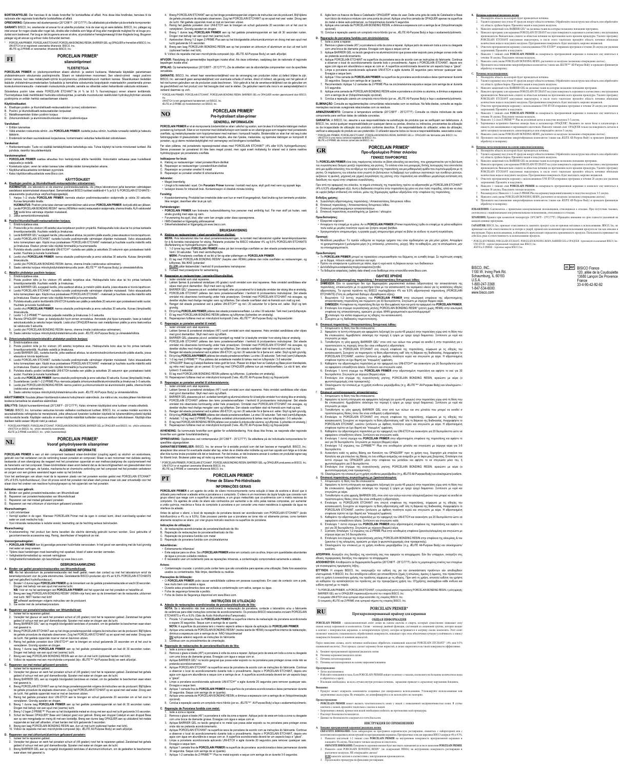**BORTSKAFFELSE:** Der henvises til de lokale forskrifter for bortskaffelse af affald. Hvis disse ikke forefindes, henvises til de nationale eller regionale forskrifter for bortskaffelse af affald.

**OPBEVARING:** Opbevares ved stuetemperatur (20°C/68°F - 25°C/77°F). Se udløbsdato på etiketten på de enkelte komponenter.

**GARANTI:** BISCO, Inc. anerkender sit ansvar for at udskifte produkter, hvis de viser sig at være defekte. BISCO, Inc. påtager sig intet ansvar for nogen skade eller noget tab, direkte eller indirekte som følge af brug eller manglende mulighed for at bruge produktet som beskrevet.

* PORCELAIN PRIMER, PORCELAIN ETCHANT, PORCELAIN BONDING RESIN, BARRIER GEL og OPAQUER er fremstillet af BISCO, Inc.
UNI-ETCH er et registreret varemærke tilhørende BISCO, Inc.
ÆLITE og Z-PRIME er varemærker, tilhørende BISCO, Inc.

# FI

## PORCELAIN PRIMER*

### silaanin­primeri

#### YLEISTIETOJA

**PORCELAIN PRIMER** on yksikomponenttinen silaani-yhdiste ja asetoni liuoksena.

**Käyttöindikaatiot:**

A. Etsattujen posliini- ja litiumdisilikaatti-restauraatioiden sidostaminen
B. Posliini- ja litiumdisilikaatti-restauraatioiden korjaukset
C. Metallikeramiikan tilalle posliinin korjaus
D. Zirkoniumoksidi- ja alumiinioksidirunkoisten täysin posliinikorjaus

**Varoitukset:**

- Erittäin tulenarkaa

**Varotoimet:**

**KÄYTTÖOHJEET**

A. Etsattujen posliini- ja litiumdisilikaatti-restauraatioiden sidostaminen
B. Posliini/litiumdisilikaatti-restauraatioiden korjaus
C. Metallin yhdistetyn posliinin korjaus
D. Zirkoniumoksidin/alumiinioksidin yhdistetyn posliinin korjaus

**HÄVITTÄMINEN:**

**SÄILYTYS:** Säilytä huoneenlämmössä (20°C/68°F - 25°C/77°F).

**TAKUU:**

# NL

## PORCELAIN PRIMER*

### Voorraf gehydrolyseerde silaanprimer

#### ALGEMENE INFORMATIE

**Indicaties voor gebruik:**

A. Binden van geëtste porseleinrestauraties van lithiumdisilicaat
B. Reparaties van porselein/restauraties van lithiumdisilicaat
C. Reparaties van met metaal gefuseerd porselein
D. Reparaties van met zirkonium of aluminium gefuseerd porselein

**Waarschuwingen:**

- Licht ontvlambaar

**Waarschuwing:**

**Voorzorgsmaatregelen:**

**GEBRUIKSAANWIJZING**

A. Binden van geëtst porselein/restauraties van lithiumdisilicaat
B. Repareren van porselein/restauraties van lithiumdisilicaat
C. Repareren van met metaal gefuseerd porselein
D. Repareren van met zirkonium/aluminium gefuseerd porselein

**AFVOER:**

**OPSLAG:** Op kamertemperatuur (20°C/68°F - 25°C/77°F).

**GARANTIE:**

# NO

## PORCELAIN PRIMER*

### Pre-hydrolisert silan-primer

#### GENERELL INFORMASJON

**Indikasjoner for bruk:**

A. Klebing av restaureringer i etset porselen/litium-disilikat
B. Reparasjon av restaureringer i porselen/litium-disilikat
C. Reparasjon av porselen smeltet til metall
D. Reparasjon av porselen smeltet til zirkonia/alumina

**Advarsler:**

- Meget brannfarlig

**Forsiktig:**

**Forholdsregler:**

**BRUKSANVISNING**

A. Klebing av restaureringer i etset porselen/litium-disilikat
B. Reparasjon av restaureringer i porselen/litium-disilikat
C. Reparasjon av porselen smeltet til metall
D. Reparasjon av porselen smeltet til zirkonia/alumina

**AVHENDING:**

**OPPBEVARING:** Oppbevares ved romtemperatur (20°C/68°F - 25°C/77°F).

**GARANTIBESTEMMELSE:**

# PT

## PORCELAIN PRIMER*

### Primer de Silano Pré-hidrolisado

#### INFORMAÇÕES GERAIS

**Indicações de utilização:**

A. de restaurações acondicionadas de porcelana/dissilicato de lítio
B. Reparação de restaurações de porcelana/dissilicato de lítio
C. Reparação de porcelana fundida com metal
D. Reparação de porcelana fundida com zircónia/alumina

**Avisos:**

- Extremamente inflamável

**Precauções de Utilização:**

**INSTRUÇÕES DE UTILIZAÇÃO**

A. Adesão de restaurações acondicionadas de porcelana/dissilicato de lítio
B. Reparação de restaurações de porcelana/dissilicato de lítio
C. Reparação de porcelana fundida com metal
D. Reparação de porcelana fundida com zircónia/alumina

**ELIMINAÇÃO:**

**ARMAZENAMENTO:** Conserve à temperatura ambiente (20°C/68°F - 25°C/77°F).

**GARANTIA:**

# GR

## PORCELAIN PRIMER*

### Προ-υδρολυμένο Primer σιλανίου

#### ΓΕΝΙΚΕΣ ΠΛΗΡΟΦΟΡΙΕΣ

**Ενδείξεις χρήσης:**

**Προειδοποιήσεις:**

**Προσοχή:**

**Προφυλάξεις:**

**ΟΔΗΓΙΕΣ ΧΡΗΣΗΣ**

**ΑΠΟΡΡΙΨΗ:**

**ΦΥΛΑΞΗ:**

**ΕΓΓΥΗΣΗ:**

# RU

## PORCELAIN PRIMER*

### Предгидролизованный праймер для керамики

#### ОБЩАЯ ИНФОРМАЦИЯ

**Предупреждение:**

**Внимание:**

**Предостережения:**

**ИНСТРУКЦИЯ ПО ПРИМЕНЕНИЮ**

**ИЗБАВЛЕНИЕ:**

**ХРАНЕНИЕ:**

**ГАРАНТИЯ:**

BISCO, Inc.
1100 W. Irving Park Rd.
Schaumburg, IL 60193
U.S.A.
1-800-247-3368
1-847-534-6000
www.bisco.com

EC REP

BISCO France
120, allée de la Coudoulette
13680 Lançon De Provence
France
33-4-90-42-92-92